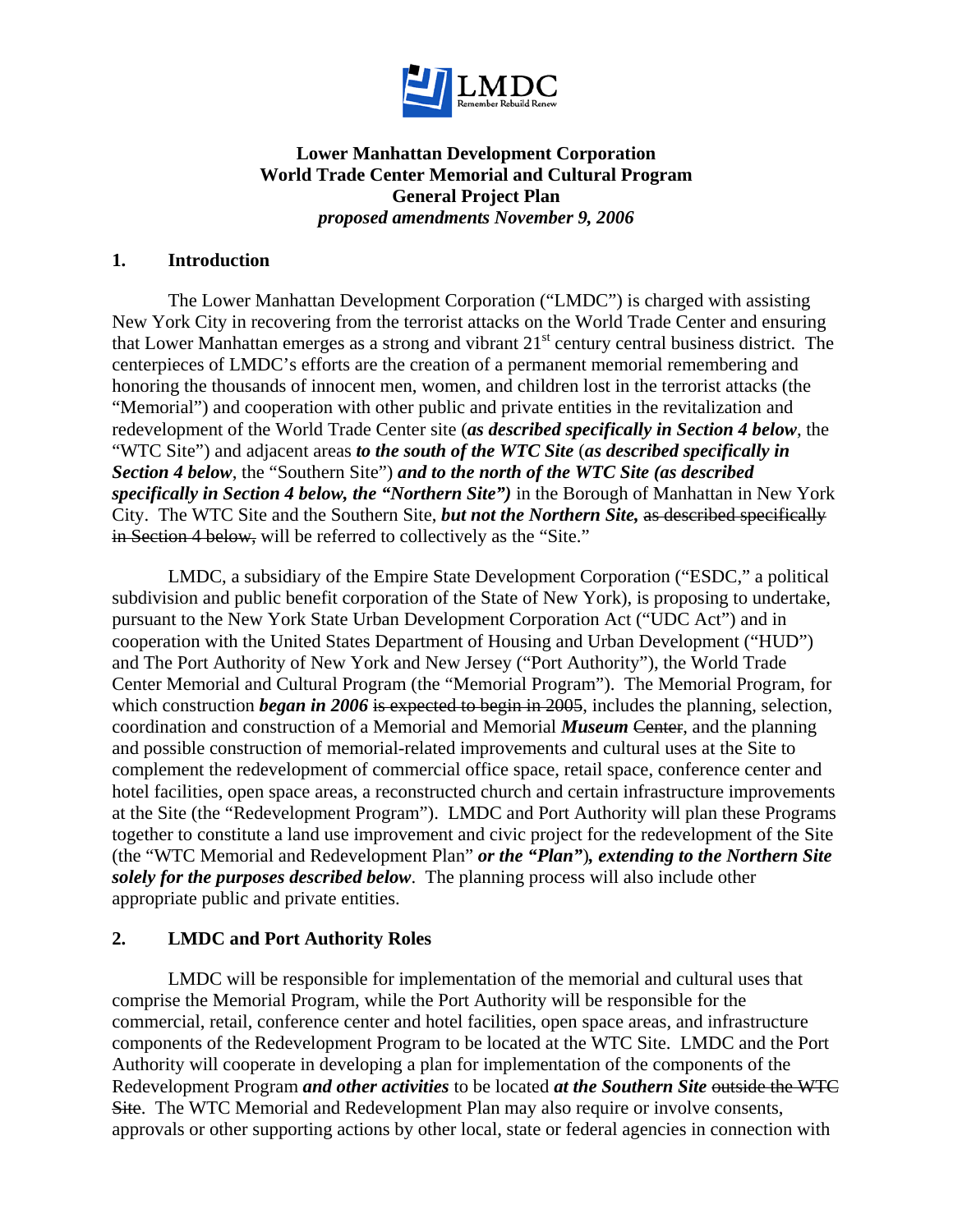**Lower Manhattan Development Corporation**
**World Trade Center Memorial and Cultural Program**
**General Project Plan**
***proposed amendments November 9, 2006***

## 1. Introduction

The Lower Manhattan Development Corporation ("LMDC") is charged with assisting New York City in recovering from the terrorist attacks on the World Trade Center and ensuring that Lower Manhattan emerges as a strong and vibrant 21st century central business district. The centerpieces of LMDC's efforts are the creation of a permanent memorial remembering and honoring the thousands of innocent men, women, and children lost in the terrorist attacks (the "Memorial") and cooperation with other public and private entities in the revitalization and redevelopment of the World Trade Center site (***as described specifically in Section 4 below***, the "WTC Site") and adjacent areas ***to the south of the WTC Site*** (***as described specifically in Section 4 below***, the "Southern Site") ***and to the north of the WTC Site (as described specifically in Section 4 below, the "Northern Site")*** in the Borough of Manhattan in New York City. The WTC Site and the Southern Site, ***but not the Northern Site,*** ~~as described specifically in Section 4 below,~~ will be referred to collectively as the "Site."

LMDC, a subsidiary of the Empire State Development Corporation ("ESDC," a political subdivision and public benefit corporation of the State of New York), is proposing to undertake, pursuant to the New York State Urban Development Corporation Act ("UDC Act") and in cooperation with the United States Department of Housing and Urban Development ("HUD") and The Port Authority of New York and New Jersey ("Port Authority"), the World Trade Center Memorial and Cultural Program (the "Memorial Program"). The Memorial Program, for which construction ***began in 2006*** ~~is expected to begin in 2005~~, includes the planning, selection, coordination and construction of a Memorial and Memorial ***Museum*** ~~Center~~, and the planning and possible construction of memorial-related improvements and cultural uses at the Site to complement the redevelopment of commercial office space, retail space, conference center and hotel facilities, open space areas, a reconstructed church and certain infrastructure improvements at the Site (the "Redevelopment Program"). LMDC and Port Authority will plan these Programs together to constitute a land use improvement and civic project for the redevelopment of the Site (the "WTC Memorial and Redevelopment Plan" ***or the "Plan"***)***, extending to the Northern Site solely for the purposes described below***. The planning process will also include other appropriate public and private entities.

## 2. LMDC and Port Authority Roles

LMDC will be responsible for implementation of the memorial and cultural uses that comprise the Memorial Program, while the Port Authority will be responsible for the commercial, retail, conference center and hotel facilities, open space areas, and infrastructure components of the Redevelopment Program to be located at the WTC Site. LMDC and the Port Authority will cooperate in developing a plan for implementation of the components of the Redevelopment Program ***and other activities*** to be located ***at the Southern Site*** ~~outside the WTC Site~~. The WTC Memorial and Redevelopment Plan may also require or involve consents, approvals or other supporting actions by other local, state or federal agencies in connection with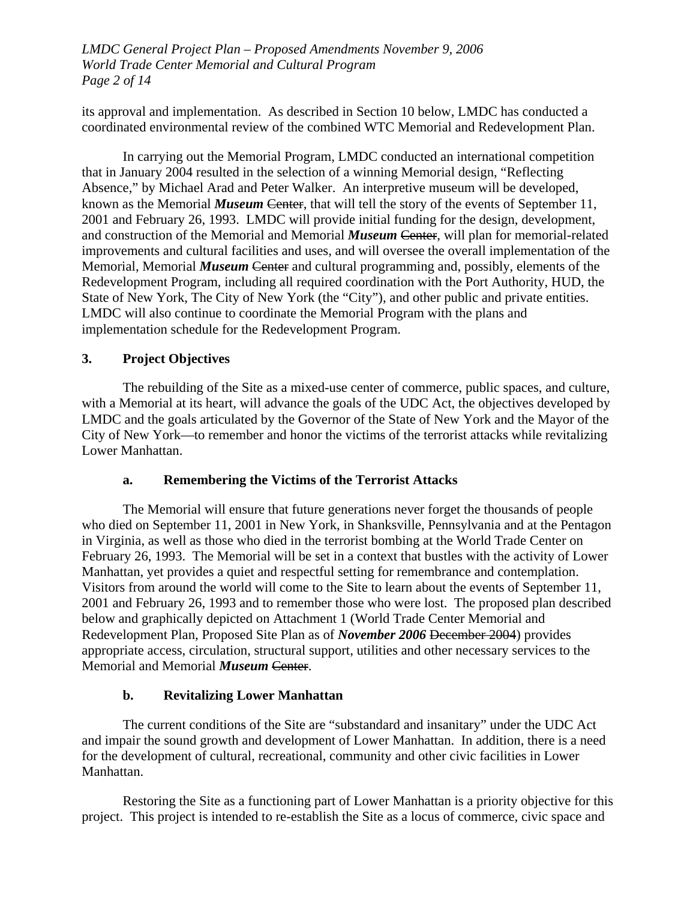its approval and implementation. As described in Section 10 below, LMDC has conducted a coordinated environmental review of the combined WTC Memorial and Redevelopment Plan.

In carrying out the Memorial Program, LMDC conducted an international competition that in January 2004 resulted in the selection of a winning Memorial design, "Reflecting Absence," by Michael Arad and Peter Walker. An interpretive museum will be developed, known as the Memorial ***Museum*** ~~Center~~, that will tell the story of the events of September 11, 2001 and February 26, 1993. LMDC will provide initial funding for the design, development, and construction of the Memorial and Memorial ***Museum*** ~~Center~~, will plan for memorial-related improvements and cultural facilities and uses, and will oversee the overall implementation of the Memorial, Memorial ***Museum*** ~~Center~~ and cultural programming and, possibly, elements of the Redevelopment Program, including all required coordination with the Port Authority, HUD, the State of New York, The City of New York (the "City"), and other public and private entities. LMDC will also continue to coordinate the Memorial Program with the plans and implementation schedule for the Redevelopment Program.

## 3. Project Objectives

The rebuilding of the Site as a mixed-use center of commerce, public spaces, and culture, with a Memorial at its heart, will advance the goals of the UDC Act, the objectives developed by LMDC and the goals articulated by the Governor of the State of New York and the Mayor of the City of New York—to remember and honor the victims of the terrorist attacks while revitalizing Lower Manhattan.

### a. Remembering the Victims of the Terrorist Attacks

The Memorial will ensure that future generations never forget the thousands of people who died on September 11, 2001 in New York, in Shanksville, Pennsylvania and at the Pentagon in Virginia, as well as those who died in the terrorist bombing at the World Trade Center on February 26, 1993. The Memorial will be set in a context that bustles with the activity of Lower Manhattan, yet provides a quiet and respectful setting for remembrance and contemplation. Visitors from around the world will come to the Site to learn about the events of September 11, 2001 and February 26, 1993 and to remember those who were lost. The proposed plan described below and graphically depicted on Attachment 1 (World Trade Center Memorial and Redevelopment Plan, Proposed Site Plan as of ***November 2006*** ~~December 2004~~) provides appropriate access, circulation, structural support, utilities and other necessary services to the Memorial and Memorial ***Museum*** ~~Center~~.

### b. Revitalizing Lower Manhattan

The current conditions of the Site are "substandard and insanitary" under the UDC Act and impair the sound growth and development of Lower Manhattan. In addition, there is a need for the development of cultural, recreational, community and other civic facilities in Lower Manhattan.

Restoring the Site as a functioning part of Lower Manhattan is a priority objective for this project. This project is intended to re-establish the Site as a locus of commerce, civic space and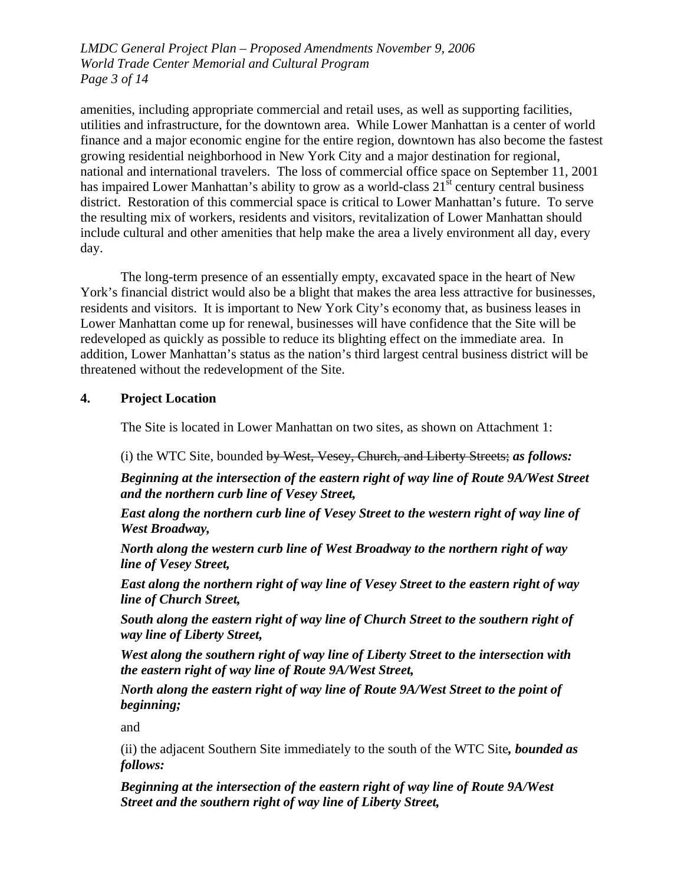amenities, including appropriate commercial and retail uses, as well as supporting facilities, utilities and infrastructure, for the downtown area. While Lower Manhattan is a center of world finance and a major economic engine for the entire region, downtown has also become the fastest growing residential neighborhood in New York City and a major destination for regional, national and international travelers. The loss of commercial office space on September 11, 2001 has impaired Lower Manhattan's ability to grow as a world-class 21st century central business district. Restoration of this commercial space is critical to Lower Manhattan's future. To serve the resulting mix of workers, residents and visitors, revitalization of Lower Manhattan should include cultural and other amenities that help make the area a lively environment all day, every day.

The long-term presence of an essentially empty, excavated space in the heart of New York's financial district would also be a blight that makes the area less attractive for businesses, residents and visitors. It is important to New York City's economy that, as business leases in Lower Manhattan come up for renewal, businesses will have confidence that the Site will be redeveloped as quickly as possible to reduce its blighting effect on the immediate area. In addition, Lower Manhattan's status as the nation's third largest central business district will be threatened without the redevelopment of the Site.

**4. Project Location**

The Site is located in Lower Manhattan on two sites, as shown on Attachment 1:

(i) the WTC Site, bounded ~~by West, Vesey, Church, and Liberty Streets;~~ ***as follows:***

***Beginning at the intersection of the eastern right of way line of Route 9A/West Street and the northern curb line of Vesey Street,***

***East along the northern curb line of Vesey Street to the western right of way line of West Broadway,***

***North along the western curb line of West Broadway to the northern right of way line of Vesey Street,***

***East along the northern right of way line of Vesey Street to the eastern right of way line of Church Street,***

***South along the eastern right of way line of Church Street to the southern right of way line of Liberty Street,***

***West along the southern right of way line of Liberty Street to the intersection with the eastern right of way line of Route 9A/West Street,***

***North along the eastern right of way line of Route 9A/West Street to the point of beginning;***

and

(ii) the adjacent Southern Site immediately to the south of the WTC Site***, bounded as follows:***

***Beginning at the intersection of the eastern right of way line of Route 9A/West Street and the southern right of way line of Liberty Street,***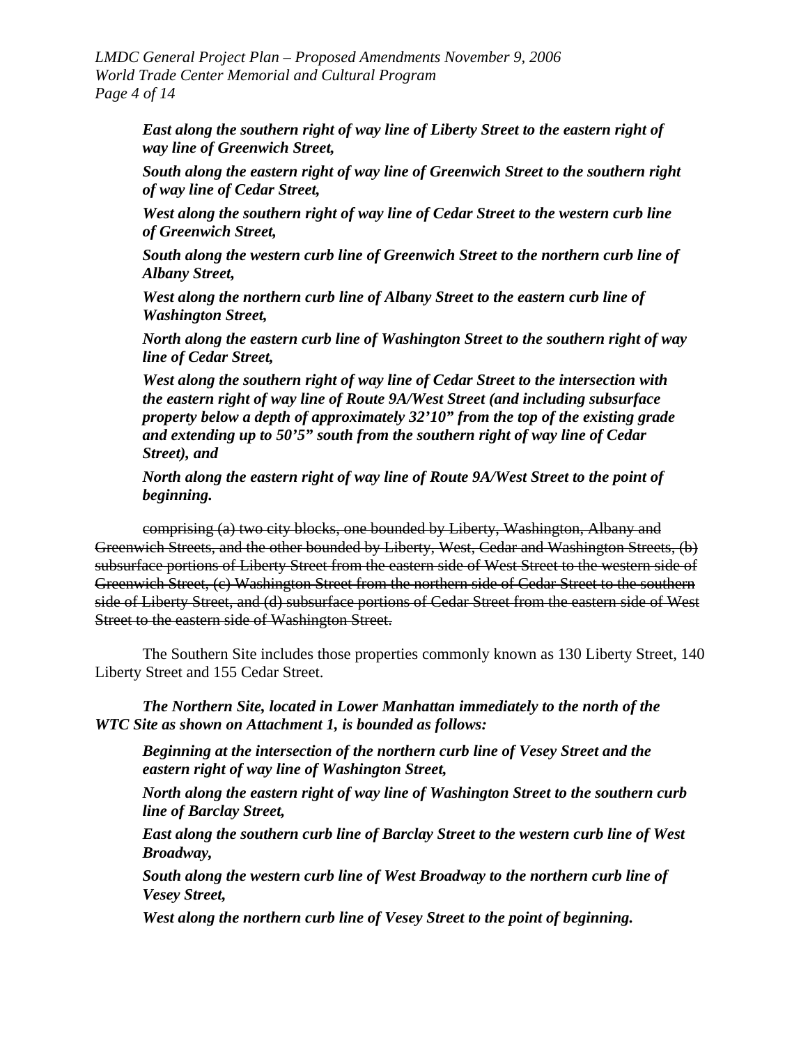> ***East along the southern right of way line of Liberty Street to the eastern right of way line of Greenwich Street,***
>
> ***South along the eastern right of way line of Greenwich Street to the southern right of way line of Cedar Street,***
>
> ***West along the southern right of way line of Cedar Street to the western curb line of Greenwich Street,***
>
> ***South along the western curb line of Greenwich Street to the northern curb line of Albany Street,***
>
> ***West along the northern curb line of Albany Street to the eastern curb line of Washington Street,***
>
> ***North along the eastern curb line of Washington Street to the southern right of way line of Cedar Street,***
>
> ***West along the southern right of way line of Cedar Street to the intersection with the eastern right of way line of Route 9A/West Street (and including subsurface property below a depth of approximately 32'10" from the top of the existing grade and extending up to 50'5" south from the southern right of way line of Cedar Street), and***
>
> ***North along the eastern right of way line of Route 9A/West Street to the point of beginning.***

~~comprising (a) two city blocks, one bounded by Liberty, Washington, Albany and Greenwich Streets, and the other bounded by Liberty, West, Cedar and Washington Streets, (b) subsurface portions of Liberty Street from the eastern side of West Street to the western side of Greenwich Street, (c) Washington Street from the northern side of Cedar Street to the southern side of Liberty Street, and (d) subsurface portions of Cedar Street from the eastern side of West Street to the eastern side of Washington Street.~~

The Southern Site includes those properties commonly known as 130 Liberty Street, 140 Liberty Street and 155 Cedar Street.

***The Northern Site, located in Lower Manhattan immediately to the north of the WTC Site as shown on Attachment 1, is bounded as follows:***

> ***Beginning at the intersection of the northern curb line of Vesey Street and the eastern right of way line of Washington Street,***
>
> ***North along the eastern right of way line of Washington Street to the southern curb line of Barclay Street,***
>
> ***East along the southern curb line of Barclay Street to the western curb line of West Broadway,***
>
> ***South along the western curb line of West Broadway to the northern curb line of Vesey Street,***
>
> ***West along the northern curb line of Vesey Street to the point of beginning.***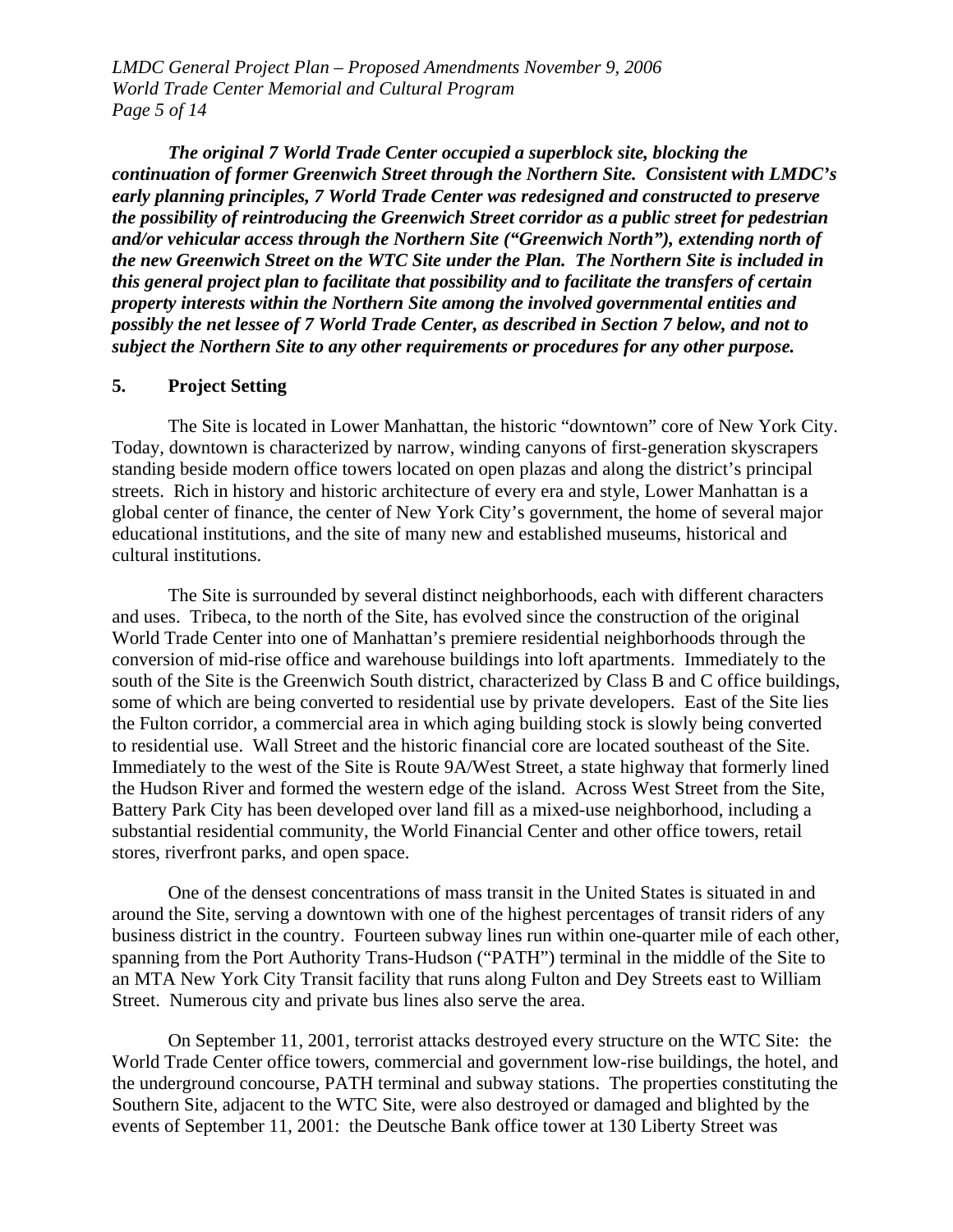***The original 7 World Trade Center occupied a superblock site, blocking the continuation of former Greenwich Street through the Northern Site. Consistent with LMDC's early planning principles, 7 World Trade Center was redesigned and constructed to preserve the possibility of reintroducing the Greenwich Street corridor as a public street for pedestrian and/or vehicular access through the Northern Site ("Greenwich North"), extending north of the new Greenwich Street on the WTC Site under the Plan. The Northern Site is included in this general project plan to facilitate that possibility and to facilitate the transfers of certain property interests within the Northern Site among the involved governmental entities and possibly the net lessee of 7 World Trade Center, as described in Section 7 below, and not to subject the Northern Site to any other requirements or procedures for any other purpose.***

## 5. Project Setting

The Site is located in Lower Manhattan, the historic "downtown" core of New York City. Today, downtown is characterized by narrow, winding canyons of first-generation skyscrapers standing beside modern office towers located on open plazas and along the district's principal streets. Rich in history and historic architecture of every era and style, Lower Manhattan is a global center of finance, the center of New York City's government, the home of several major educational institutions, and the site of many new and established museums, historical and cultural institutions.

The Site is surrounded by several distinct neighborhoods, each with different characters and uses. Tribeca, to the north of the Site, has evolved since the construction of the original World Trade Center into one of Manhattan's premiere residential neighborhoods through the conversion of mid-rise office and warehouse buildings into loft apartments. Immediately to the south of the Site is the Greenwich South district, characterized by Class B and C office buildings, some of which are being converted to residential use by private developers. East of the Site lies the Fulton corridor, a commercial area in which aging building stock is slowly being converted to residential use. Wall Street and the historic financial core are located southeast of the Site. Immediately to the west of the Site is Route 9A/West Street, a state highway that formerly lined the Hudson River and formed the western edge of the island. Across West Street from the Site, Battery Park City has been developed over land fill as a mixed-use neighborhood, including a substantial residential community, the World Financial Center and other office towers, retail stores, riverfront parks, and open space.

One of the densest concentrations of mass transit in the United States is situated in and around the Site, serving a downtown with one of the highest percentages of transit riders of any business district in the country. Fourteen subway lines run within one-quarter mile of each other, spanning from the Port Authority Trans-Hudson ("PATH") terminal in the middle of the Site to an MTA New York City Transit facility that runs along Fulton and Dey Streets east to William Street. Numerous city and private bus lines also serve the area.

On September 11, 2001, terrorist attacks destroyed every structure on the WTC Site: the World Trade Center office towers, commercial and government low-rise buildings, the hotel, and the underground concourse, PATH terminal and subway stations. The properties constituting the Southern Site, adjacent to the WTC Site, were also destroyed or damaged and blighted by the events of September 11, 2001: the Deutsche Bank office tower at 130 Liberty Street was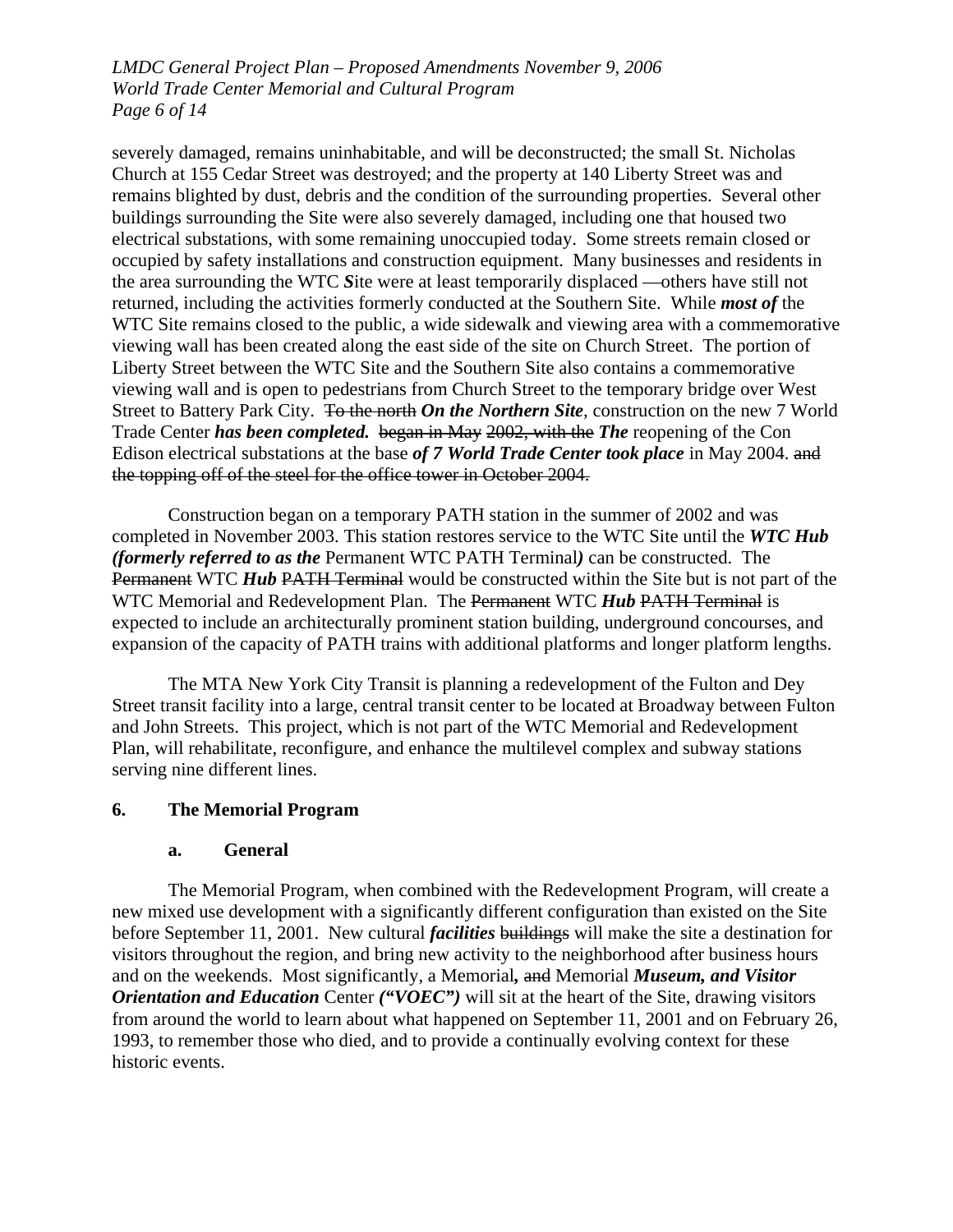severely damaged, remains uninhabitable, and will be deconstructed; the small St. Nicholas Church at 155 Cedar Street was destroyed; and the property at 140 Liberty Street was and remains blighted by dust, debris and the condition of the surrounding properties. Several other buildings surrounding the Site were also severely damaged, including one that housed two electrical substations, with some remaining unoccupied today. Some streets remain closed or occupied by safety installations and construction equipment. Many businesses and residents in the area surrounding the WTC ***S***ite were at least temporarily displaced —others have still not returned, including the activities formerly conducted at the Southern Site. While ***most of*** the WTC Site remains closed to the public, a wide sidewalk and viewing area with a commemorative viewing wall has been created along the east side of the site on Church Street. The portion of Liberty Street between the WTC Site and the Southern Site also contains a commemorative viewing wall and is open to pedestrians from Church Street to the temporary bridge over West Street to Battery Park City. ~~To the north~~ ***On the Northern Site***, construction on the new 7 World Trade Center ***has been completed.*** ~~began in May 2002, with the~~ ***The*** reopening of the Con Edison electrical substations at the base ***of 7 World Trade Center took place*** in May 2004. ~~and the topping off of the steel for the office tower in October 2004.~~

Construction began on a temporary PATH station in the summer of 2002 and was completed in November 2003. This station restores service to the WTC Site until the ***WTC Hub (formerly referred to as the*** Permanent WTC PATH Terminal***)*** can be constructed. The ~~Permanent~~ WTC ***Hub*** ~~PATH Terminal~~ would be constructed within the Site but is not part of the WTC Memorial and Redevelopment Plan. The ~~Permanent~~ WTC ***Hub*** ~~PATH Terminal~~ is expected to include an architecturally prominent station building, underground concourses, and expansion of the capacity of PATH trains with additional platforms and longer platform lengths.

The MTA New York City Transit is planning a redevelopment of the Fulton and Dey Street transit facility into a large, central transit center to be located at Broadway between Fulton and John Streets. This project, which is not part of the WTC Memorial and Redevelopment Plan, will rehabilitate, reconfigure, and enhance the multilevel complex and subway stations serving nine different lines.

## 6. The Memorial Program

### a. General

The Memorial Program, when combined with the Redevelopment Program, will create a new mixed use development with a significantly different configuration than existed on the Site before September 11, 2001. New cultural ***facilities*** ~~buildings~~ will make the site a destination for visitors throughout the region, and bring new activity to the neighborhood after business hours and on the weekends. Most significantly, a Memorial***,*** ~~and~~ Memorial ***Museum, and Visitor Orientation and Education*** Center ***("VOEC")*** will sit at the heart of the Site, drawing visitors from around the world to learn about what happened on September 11, 2001 and on February 26, 1993, to remember those who died, and to provide a continually evolving context for these historic events.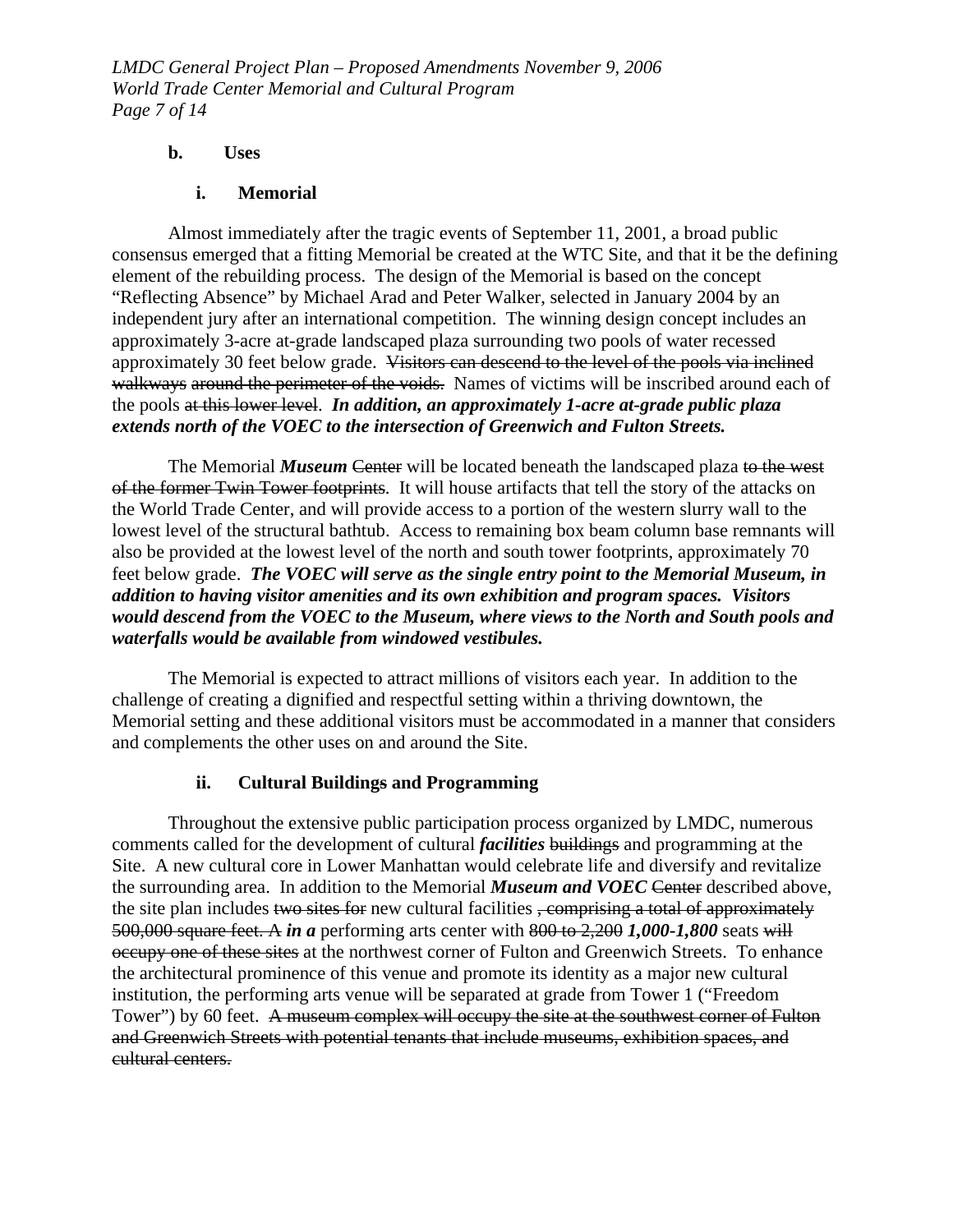**b. Uses**

**i. Memorial**

Almost immediately after the tragic events of September 11, 2001, a broad public consensus emerged that a fitting Memorial be created at the WTC Site, and that it be the defining element of the rebuilding process. The design of the Memorial is based on the concept "Reflecting Absence" by Michael Arad and Peter Walker, selected in January 2004 by an independent jury after an international competition. The winning design concept includes an approximately 3-acre at-grade landscaped plaza surrounding two pools of water recessed approximately 30 feet below grade. ~~Visitors can descend to the level of the pools via inclined walkways around the perimeter of the voids.~~ Names of victims will be inscribed around each of the pools ~~at this lower level~~. ***In addition, an approximately 1-acre at-grade public plaza extends north of the VOEC to the intersection of Greenwich and Fulton Streets.***

The Memorial ***Museum*** ~~Center~~ will be located beneath the landscaped plaza ~~to the west of the former Twin Tower footprints~~. It will house artifacts that tell the story of the attacks on the World Trade Center, and will provide access to a portion of the western slurry wall to the lowest level of the structural bathtub. Access to remaining box beam column base remnants will also be provided at the lowest level of the north and south tower footprints, approximately 70 feet below grade. ***The VOEC will serve as the single entry point to the Memorial Museum, in addition to having visitor amenities and its own exhibition and program spaces. Visitors would descend from the VOEC to the Museum, where views to the North and South pools and waterfalls would be available from windowed vestibules.***

The Memorial is expected to attract millions of visitors each year. In addition to the challenge of creating a dignified and respectful setting within a thriving downtown, the Memorial setting and these additional visitors must be accommodated in a manner that considers and complements the other uses on and around the Site.

**ii. Cultural Buildings and Programming**

Throughout the extensive public participation process organized by LMDC, numerous comments called for the development of cultural ***facilities*** ~~buildings~~ and programming at the Site. A new cultural core in Lower Manhattan would celebrate life and diversify and revitalize the surrounding area. In addition to the Memorial ***Museum and VOEC*** ~~Center~~ described above, the site plan includes ~~two sites for~~ new cultural facilities ~~, comprising a total of approximately 500,000 square feet. A~~ ***in a*** performing arts center with ~~800 to 2,200~~ ***1,000-1,800*** seats ~~will occupy one of these sites~~ at the northwest corner of Fulton and Greenwich Streets. To enhance the architectural prominence of this venue and promote its identity as a major new cultural institution, the performing arts venue will be separated at grade from Tower 1 ("Freedom Tower") by 60 feet. ~~A museum complex will occupy the site at the southwest corner of Fulton and Greenwich Streets with potential tenants that include museums, exhibition spaces, and cultural centers.~~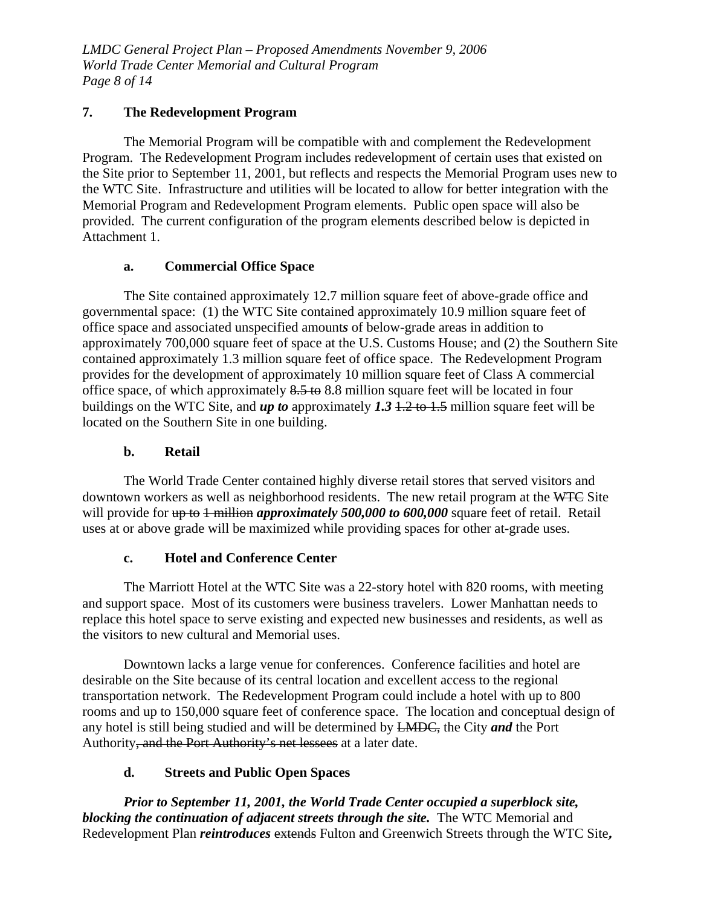## 7. The Redevelopment Program

The Memorial Program will be compatible with and complement the Redevelopment Program. The Redevelopment Program includes redevelopment of certain uses that existed on the Site prior to September 11, 2001, but reflects and respects the Memorial Program uses new to the WTC Site. Infrastructure and utilities will be located to allow for better integration with the Memorial Program and Redevelopment Program elements. Public open space will also be provided. The current configuration of the program elements described below is depicted in Attachment 1.

### a. Commercial Office Space

The Site contained approximately 12.7 million square feet of above-grade office and governmental space: (1) the WTC Site contained approximately 10.9 million square feet of office space and associated unspecified amount***s*** of below-grade areas in addition to approximately 700,000 square feet of space at the U.S. Customs House; and (2) the Southern Site contained approximately 1.3 million square feet of office space. The Redevelopment Program provides for the development of approximately 10 million square feet of Class A commercial office space, of which approximately ~~8.5 to~~ 8.8 million square feet will be located in four buildings on the WTC Site, and ***up to*** approximately ***1.3*** ~~1.2 to 1.5~~ million square feet will be located on the Southern Site in one building.

### b. Retail

The World Trade Center contained highly diverse retail stores that served visitors and downtown workers as well as neighborhood residents. The new retail program at the ~~WTC~~ Site will provide for ~~up to~~ ~~1 million~~ ***approximately 500,000 to 600,000*** square feet of retail. Retail uses at or above grade will be maximized while providing spaces for other at-grade uses.

### c. Hotel and Conference Center

The Marriott Hotel at the WTC Site was a 22-story hotel with 820 rooms, with meeting and support space. Most of its customers were business travelers. Lower Manhattan needs to replace this hotel space to serve existing and expected new businesses and residents, as well as the visitors to new cultural and Memorial uses.

Downtown lacks a large venue for conferences. Conference facilities and hotel are desirable on the Site because of its central location and excellent access to the regional transportation network. The Redevelopment Program could include a hotel with up to 800 rooms and up to 150,000 square feet of conference space. The location and conceptual design of any hotel is still being studied and will be determined by ~~LMDC,~~ the City ***and*** the Port Authority~~, and the Port Authority's net lessees~~ at a later date.

### d. Streets and Public Open Spaces

***Prior to September 11, 2001, the World Trade Center occupied a superblock site, blocking the continuation of adjacent streets through the site.*** The WTC Memorial and Redevelopment Plan ***reintroduces*** ~~extends~~ Fulton and Greenwich Streets through the WTC Site***,***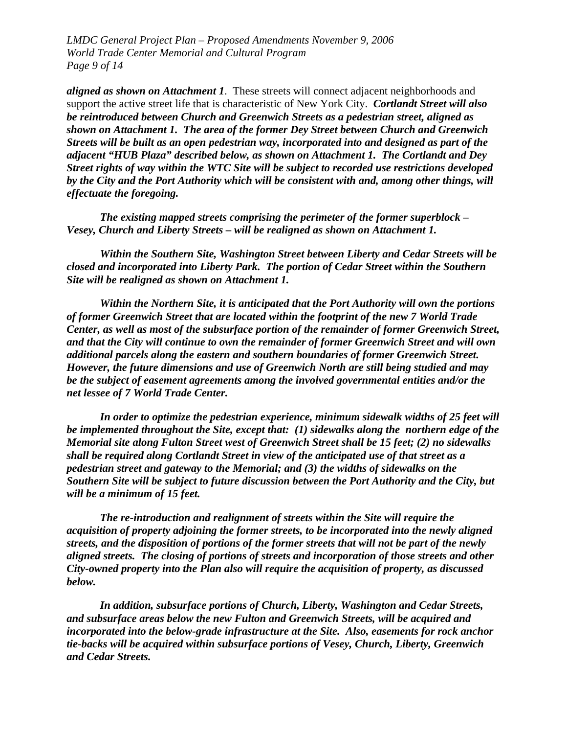***aligned as shown on Attachment 1***. These streets will connect adjacent neighborhoods and support the active street life that is characteristic of New York City. ***Cortlandt Street will also be reintroduced between Church and Greenwich Streets as a pedestrian street, aligned as shown on Attachment 1. The area of the former Dey Street between Church and Greenwich Streets will be built as an open pedestrian way, incorporated into and designed as part of the adjacent "HUB Plaza" described below, as shown on Attachment 1. The Cortlandt and Dey Street rights of way within the WTC Site will be subject to recorded use restrictions developed by the City and the Port Authority which will be consistent with and, among other things, will effectuate the foregoing.***

***The existing mapped streets comprising the perimeter of the former superblock – Vesey, Church and Liberty Streets – will be realigned as shown on Attachment 1.***

***Within the Southern Site, Washington Street between Liberty and Cedar Streets will be closed and incorporated into Liberty Park. The portion of Cedar Street within the Southern Site will be realigned as shown on Attachment 1.***

***Within the Northern Site, it is anticipated that the Port Authority will own the portions of former Greenwich Street that are located within the footprint of the new 7 World Trade Center, as well as most of the subsurface portion of the remainder of former Greenwich Street, and that the City will continue to own the remainder of former Greenwich Street and will own additional parcels along the eastern and southern boundaries of former Greenwich Street. However, the future dimensions and use of Greenwich North are still being studied and may be the subject of easement agreements among the involved governmental entities and/or the net lessee of 7 World Trade Center.***

***In order to optimize the pedestrian experience, minimum sidewalk widths of 25 feet will be implemented throughout the Site, except that: (1) sidewalks along the northern edge of the Memorial site along Fulton Street west of Greenwich Street shall be 15 feet; (2) no sidewalks shall be required along Cortlandt Street in view of the anticipated use of that street as a pedestrian street and gateway to the Memorial; and (3) the widths of sidewalks on the Southern Site will be subject to future discussion between the Port Authority and the City, but will be a minimum of 15 feet.***

***The re-introduction and realignment of streets within the Site will require the acquisition of property adjoining the former streets, to be incorporated into the newly aligned streets, and the disposition of portions of the former streets that will not be part of the newly aligned streets. The closing of portions of streets and incorporation of those streets and other City-owned property into the Plan also will require the acquisition of property, as discussed below.***

***In addition, subsurface portions of Church, Liberty, Washington and Cedar Streets, and subsurface areas below the new Fulton and Greenwich Streets, will be acquired and incorporated into the below-grade infrastructure at the Site. Also, easements for rock anchor tie-backs will be acquired within subsurface portions of Vesey, Church, Liberty, Greenwich and Cedar Streets.***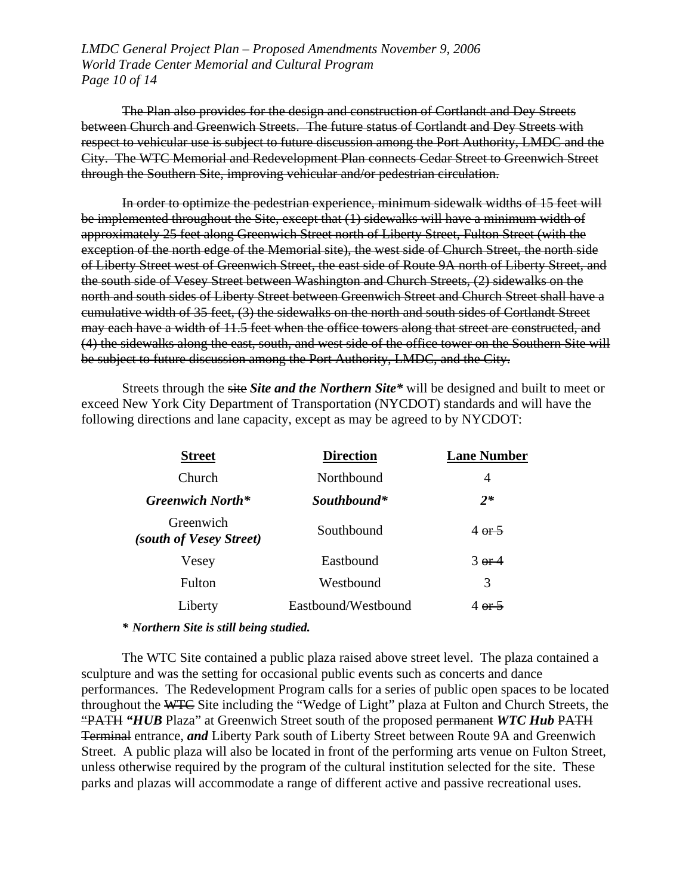~~The Plan also provides for the design and construction of Cortlandt and Dey Streets between Church and Greenwich Streets. The future status of Cortlandt and Dey Streets with respect to vehicular use is subject to future discussion among the Port Authority, LMDC and the City. The WTC Memorial and Redevelopment Plan connects Cedar Street to Greenwich Street through the Southern Site, improving vehicular and/or pedestrian circulation.~~

~~In order to optimize the pedestrian experience, minimum sidewalk widths of 15 feet will be implemented throughout the Site, except that (1) sidewalks will have a minimum width of approximately 25 feet along Greenwich Street north of Liberty Street, Fulton Street (with the exception of the north edge of the Memorial site), the west side of Church Street, the north side of Liberty Street west of Greenwich Street, the east side of Route 9A north of Liberty Street, and the south side of Vesey Street between Washington and Church Streets, (2) sidewalks on the north and south sides of Liberty Street between Greenwich Street and Church Street shall have a cumulative width of 35 feet, (3) the sidewalks on the north and south sides of Cortlandt Street may each have a width of 11.5 feet when the office towers along that street are constructed, and (4) the sidewalks along the east, south, and west side of the office tower on the Southern Site will be subject to future discussion among the Port Authority, LMDC, and the City.~~

Streets through the ~~site~~ ***Site and the Northern Site**** will be designed and built to meet or exceed New York City Department of Transportation (NYCDOT) standards and will have the following directions and lane capacity, except as may be agreed to by NYCDOT:

| Street | Direction | Lane Number |
|---|---|---|
| Church | Northbound | 4 |
| ***Greenwich North**** | ***Southbound**** | ***2**** |
| Greenwich *(south of Vesey Street)* | Southbound | 4 ~~or 5~~ |
| Vesey | Eastbound | 3 ~~or 4~~ |
| Fulton | Westbound | 3 |
| Liberty | Eastbound/Westbound | 4 ~~or 5~~ |

***\* Northern Site is still being studied.***

The WTC Site contained a public plaza raised above street level. The plaza contained a sculpture and was the setting for occasional public events such as concerts and dance performances. The Redevelopment Program calls for a series of public open spaces to be located throughout the ~~WTC~~ Site including the "Wedge of Light" plaza at Fulton and Church Streets, the ~~"PATH~~ ***"HUB*** Plaza" at Greenwich Street south of the proposed ~~permanent~~ ***WTC Hub*** ~~PATH Terminal~~ entrance, ***and*** Liberty Park south of Liberty Street between Route 9A and Greenwich Street. A public plaza will also be located in front of the performing arts venue on Fulton Street, unless otherwise required by the program of the cultural institution selected for the site. These parks and plazas will accommodate a range of different active and passive recreational uses.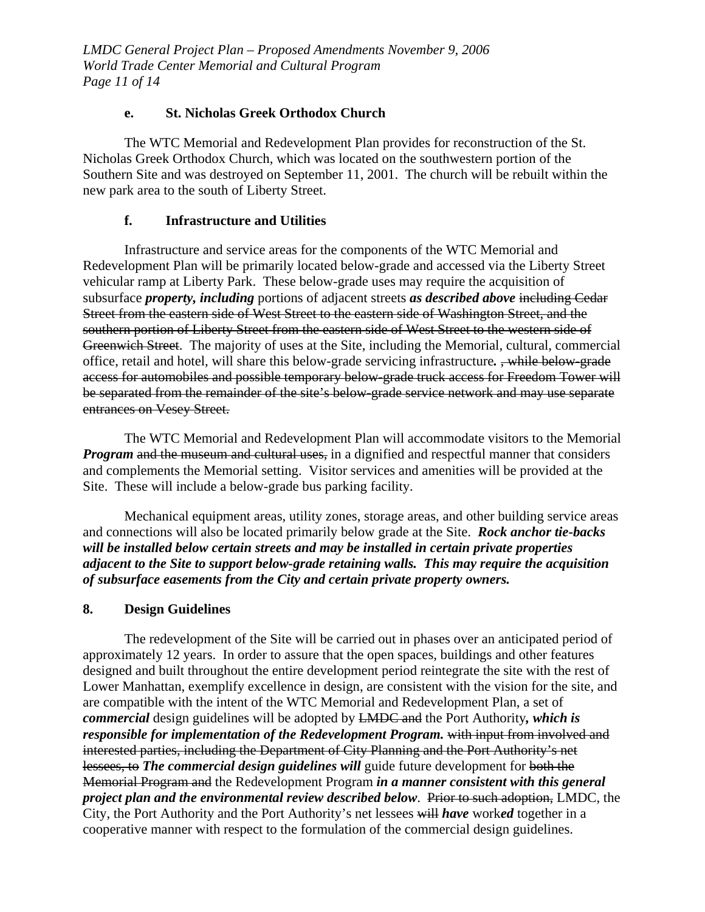### e. St. Nicholas Greek Orthodox Church

The WTC Memorial and Redevelopment Plan provides for reconstruction of the St. Nicholas Greek Orthodox Church, which was located on the southwestern portion of the Southern Site and was destroyed on September 11, 2001. The church will be rebuilt within the new park area to the south of Liberty Street.

### f. Infrastructure and Utilities

Infrastructure and service areas for the components of the WTC Memorial and Redevelopment Plan will be primarily located below-grade and accessed via the Liberty Street vehicular ramp at Liberty Park. These below-grade uses may require the acquisition of subsurface ***property, including*** portions of adjacent streets ***as described above*** ~~including Cedar Street from the eastern side of West Street to the eastern side of Washington Street, and the southern portion of Liberty Street from the eastern side of West Street to the western side of Greenwich Street~~. The majority of uses at the Site, including the Memorial, cultural, commercial office, retail and hotel, will share this below-grade servicing infrastructure***.*** ~~, while below-grade access for automobiles and possible temporary below-grade truck access for Freedom Tower will be separated from the remainder of the site's below-grade service network and may use separate entrances on Vesey Street.~~

The WTC Memorial and Redevelopment Plan will accommodate visitors to the Memorial ***Program*** ~~and the museum and cultural uses,~~ in a dignified and respectful manner that considers and complements the Memorial setting. Visitor services and amenities will be provided at the Site. These will include a below-grade bus parking facility.

Mechanical equipment areas, utility zones, storage areas, and other building service areas and connections will also be located primarily below grade at the Site. ***Rock anchor tie-backs will be installed below certain streets and may be installed in certain private properties adjacent to the Site to support below-grade retaining walls. This may require the acquisition of subsurface easements from the City and certain private property owners.***

## 8. Design Guidelines

The redevelopment of the Site will be carried out in phases over an anticipated period of approximately 12 years. In order to assure that the open spaces, buildings and other features designed and built throughout the entire development period reintegrate the site with the rest of Lower Manhattan, exemplify excellence in design, are consistent with the vision for the site, and are compatible with the intent of the WTC Memorial and Redevelopment Plan, a set of ***commercial*** design guidelines will be adopted by ~~LMDC and~~ the Port Authority***, which is responsible for implementation of the Redevelopment Program.*** ~~with input from involved and interested parties, including the Department of City Planning and the Port Authority's net lessees, to~~ ***The commercial design guidelines will*** guide future development for ~~both the Memorial Program and~~ the Redevelopment Program ***in a manner consistent with this general project plan and the environmental review described below***. ~~Prior to such adoption,~~ LMDC, the City, the Port Authority and the Port Authority's net lessees ~~will~~ ***have*** work***ed*** together in a cooperative manner with respect to the formulation of the commercial design guidelines.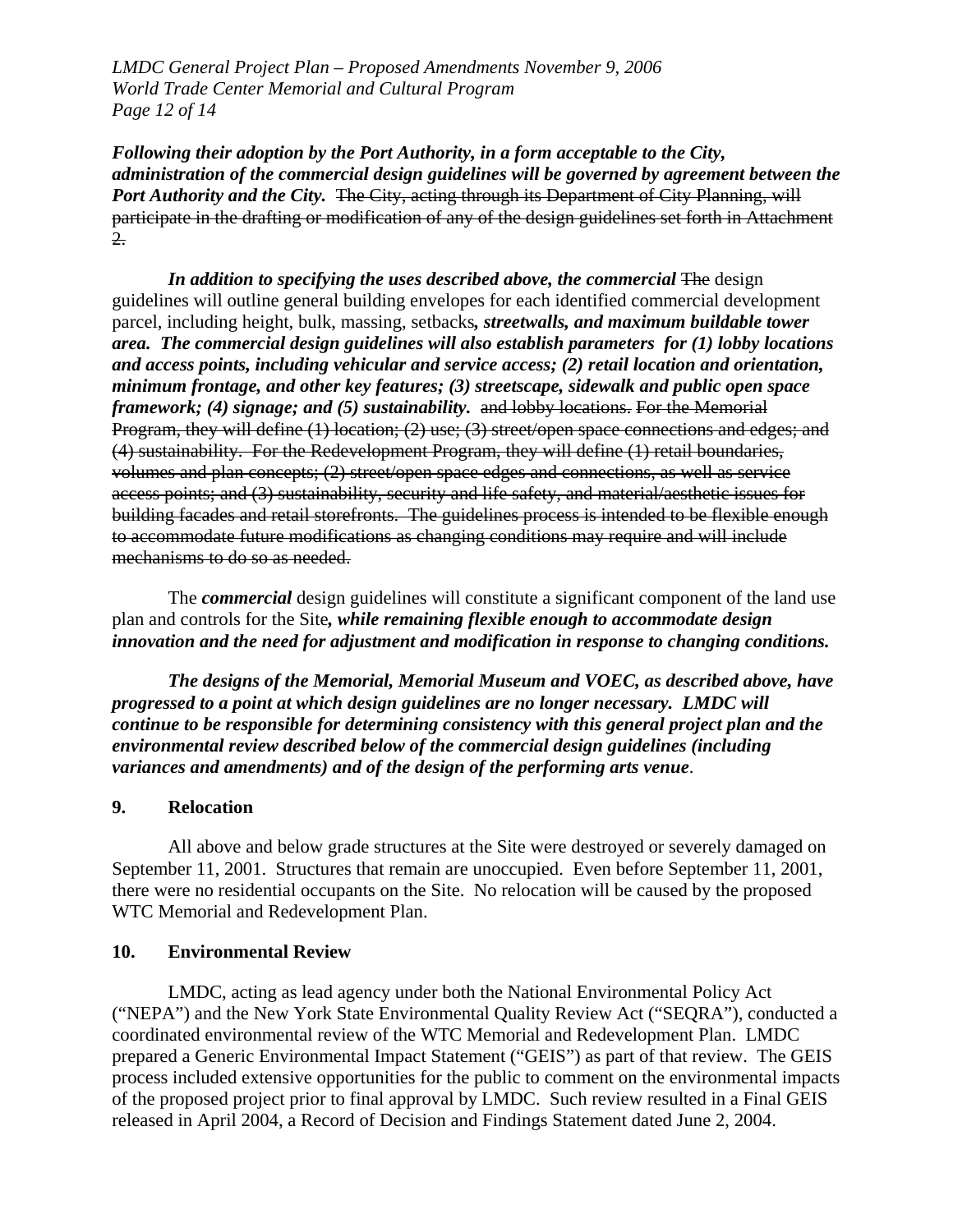***Following their adoption by the Port Authority, in a form acceptable to the City, administration of the commercial design guidelines will be governed by agreement between the Port Authority and the City.*** ~~The City, acting through its Department of City Planning, will participate in the drafting or modification of any of the design guidelines set forth in Attachment 2.~~

***In addition to specifying the uses described above, the commercial*** ~~The~~ design guidelines will outline general building envelopes for each identified commercial development parcel, including height, bulk, massing, setbacks***, streetwalls, and maximum buildable tower area. The commercial design guidelines will also establish parameters for (1) lobby locations and access points, including vehicular and service access; (2) retail location and orientation, minimum frontage, and other key features; (3) streetscape, sidewalk and public open space framework; (4) signage; and (5) sustainability.*** ~~and lobby locations. For the Memorial Program, they will define (1) location; (2) use; (3) street/open space connections and edges; and (4) sustainability. For the Redevelopment Program, they will define (1) retail boundaries, volumes and plan concepts; (2) street/open space edges and connections, as well as service access points; and (3) sustainability, security and life safety, and material/aesthetic issues for building facades and retail storefronts. The guidelines process is intended to be flexible enough to accommodate future modifications as changing conditions may require and will include mechanisms to do so as needed.~~

The ***commercial*** design guidelines will constitute a significant component of the land use plan and controls for the Site***, while remaining flexible enough to accommodate design innovation and the need for adjustment and modification in response to changing conditions.***

***The designs of the Memorial, Memorial Museum and VOEC, as described above, have progressed to a point at which design guidelines are no longer necessary. LMDC will continue to be responsible for determining consistency with this general project plan and the environmental review described below of the commercial design guidelines (including variances and amendments) and of the design of the performing arts venue***.

## 9. Relocation

All above and below grade structures at the Site were destroyed or severely damaged on September 11, 2001. Structures that remain are unoccupied. Even before September 11, 2001, there were no residential occupants on the Site. No relocation will be caused by the proposed WTC Memorial and Redevelopment Plan.

## 10. Environmental Review

LMDC, acting as lead agency under both the National Environmental Policy Act ("NEPA") and the New York State Environmental Quality Review Act ("SEQRA"), conducted a coordinated environmental review of the WTC Memorial and Redevelopment Plan. LMDC prepared a Generic Environmental Impact Statement ("GEIS") as part of that review. The GEIS process included extensive opportunities for the public to comment on the environmental impacts of the proposed project prior to final approval by LMDC. Such review resulted in a Final GEIS released in April 2004, a Record of Decision and Findings Statement dated June 2, 2004.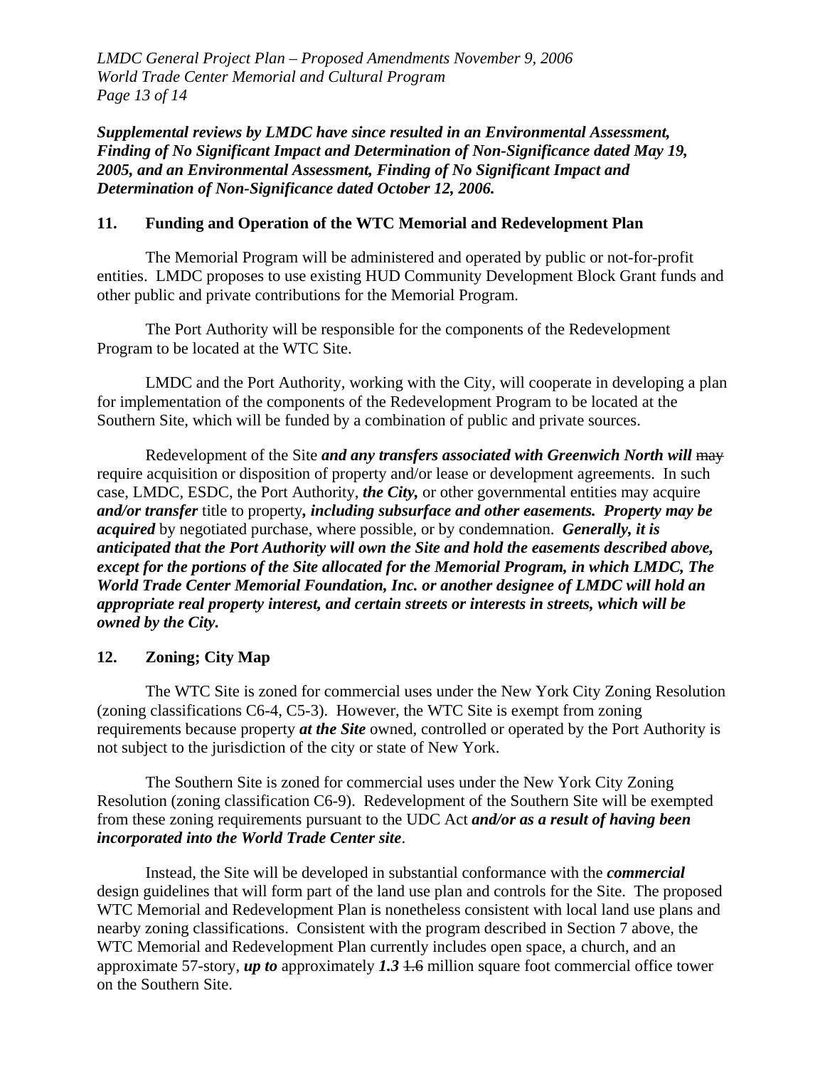***Supplemental reviews by LMDC have since resulted in an Environmental Assessment, Finding of No Significant Impact and Determination of Non-Significance dated May 19, 2005, and an Environmental Assessment, Finding of No Significant Impact and Determination of Non-Significance dated October 12, 2006.***

## 11. Funding and Operation of the WTC Memorial and Redevelopment Plan

The Memorial Program will be administered and operated by public or not-for-profit entities. LMDC proposes to use existing HUD Community Development Block Grant funds and other public and private contributions for the Memorial Program.

The Port Authority will be responsible for the components of the Redevelopment Program to be located at the WTC Site.

LMDC and the Port Authority, working with the City, will cooperate in developing a plan for implementation of the components of the Redevelopment Program to be located at the Southern Site, which will be funded by a combination of public and private sources.

Redevelopment of the Site ***and any transfers associated with Greenwich North will*** ~~may~~ require acquisition or disposition of property and/or lease or development agreements. In such case, LMDC, ESDC, the Port Authority, ***the City,*** or other governmental entities may acquire ***and/or transfer*** title to property***, including subsurface and other easements. Property may be acquired*** by negotiated purchase, where possible, or by condemnation. ***Generally, it is anticipated that the Port Authority will own the Site and hold the easements described above, except for the portions of the Site allocated for the Memorial Program, in which LMDC, The World Trade Center Memorial Foundation, Inc. or another designee of LMDC will hold an appropriate real property interest, and certain streets or interests in streets, which will be owned by the City.***

## 12. Zoning; City Map

The WTC Site is zoned for commercial uses under the New York City Zoning Resolution (zoning classifications C6-4, C5-3). However, the WTC Site is exempt from zoning requirements because property ***at the Site*** owned, controlled or operated by the Port Authority is not subject to the jurisdiction of the city or state of New York.

The Southern Site is zoned for commercial uses under the New York City Zoning Resolution (zoning classification C6-9). Redevelopment of the Southern Site will be exempted from these zoning requirements pursuant to the UDC Act ***and/or as a result of having been incorporated into the World Trade Center site***.

Instead, the Site will be developed in substantial conformance with the ***commercial*** design guidelines that will form part of the land use plan and controls for the Site. The proposed WTC Memorial and Redevelopment Plan is nonetheless consistent with local land use plans and nearby zoning classifications. Consistent with the program described in Section 7 above, the WTC Memorial and Redevelopment Plan currently includes open space, a church, and an approximate 57-story, ***up to*** approximately ***1.3*** ~~1.6~~ million square foot commercial office tower on the Southern Site.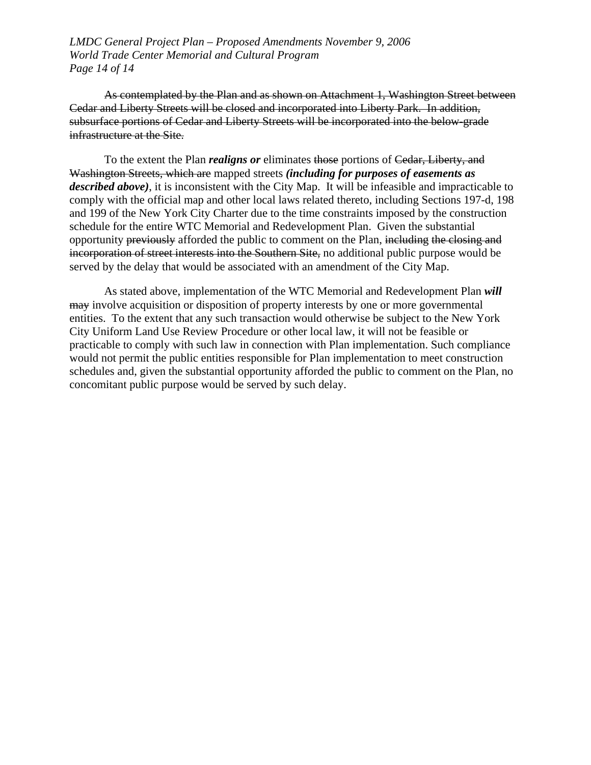~~As contemplated by the Plan and as shown on Attachment 1, Washington Street between Cedar and Liberty Streets will be closed and incorporated into Liberty Park. In addition, subsurface portions of Cedar and Liberty Streets will be incorporated into the below-grade infrastructure at the Site.~~

To the extent the Plan ***realigns or*** eliminates ~~those~~ portions of ~~Cedar, Liberty, and Washington Streets, which are~~ mapped streets ***(including for purposes of easements as described above)***, it is inconsistent with the City Map. It will be infeasible and impracticable to comply with the official map and other local laws related thereto, including Sections 197-d, 198 and 199 of the New York City Charter due to the time constraints imposed by the construction schedule for the entire WTC Memorial and Redevelopment Plan. Given the substantial opportunity ~~previously~~ afforded the public to comment on the Plan, ~~including the closing and incorporation of street interests into the Southern Site,~~ no additional public purpose would be served by the delay that would be associated with an amendment of the City Map.

As stated above, implementation of the WTC Memorial and Redevelopment Plan ***will*** ~~may~~ involve acquisition or disposition of property interests by one or more governmental entities. To the extent that any such transaction would otherwise be subject to the New York City Uniform Land Use Review Procedure or other local law, it will not be feasible or practicable to comply with such law in connection with Plan implementation. Such compliance would not permit the public entities responsible for Plan implementation to meet construction schedules and, given the substantial opportunity afforded the public to comment on the Plan, no concomitant public purpose would be served by such delay.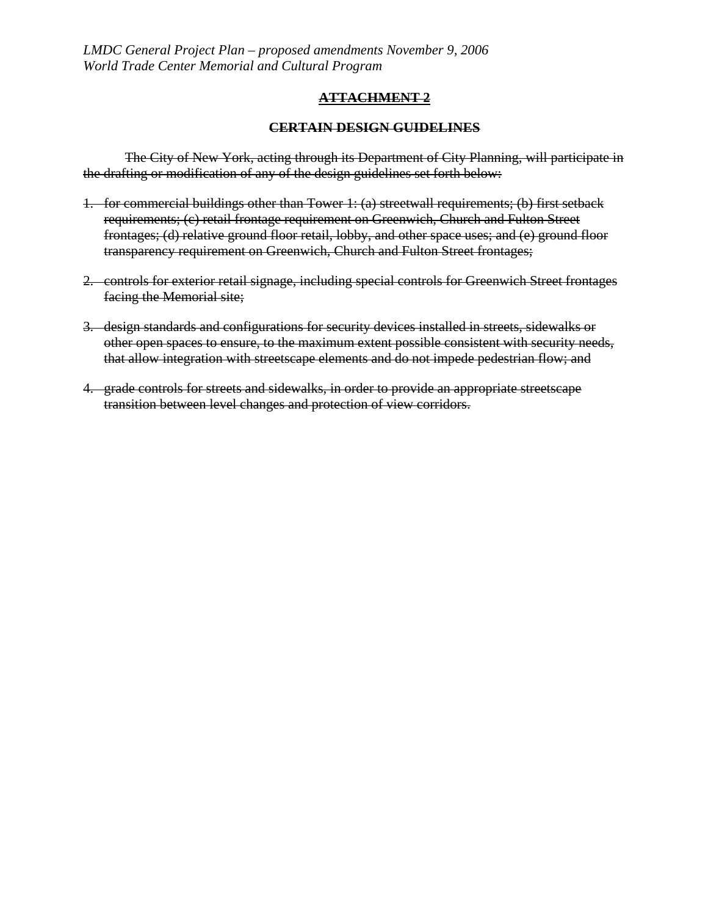## ~~ATTACHMENT 2~~

### ~~CERTAIN DESIGN GUIDELINES~~

~~The City of New York, acting through its Department of City Planning, will participate in the drafting or modification of any of the design guidelines set forth below:~~

1. ~~for commercial buildings other than Tower 1: (a) streetwall requirements; (b) first setback requirements; (c) retail frontage requirement on Greenwich, Church and Fulton Street frontages; (d) relative ground floor retail, lobby, and other space uses; and (e) ground floor transparency requirement on Greenwich, Church and Fulton Street frontages;~~

2. ~~controls for exterior retail signage, including special controls for Greenwich Street frontages facing the Memorial site;~~

3. ~~design standards and configurations for security devices installed in streets, sidewalks or other open spaces to ensure, to the maximum extent possible consistent with security needs, that allow integration with streetscape elements and do not impede pedestrian flow; and~~

4. ~~grade controls for streets and sidewalks, in order to provide an appropriate streetscape transition between level changes and protection of view corridors.~~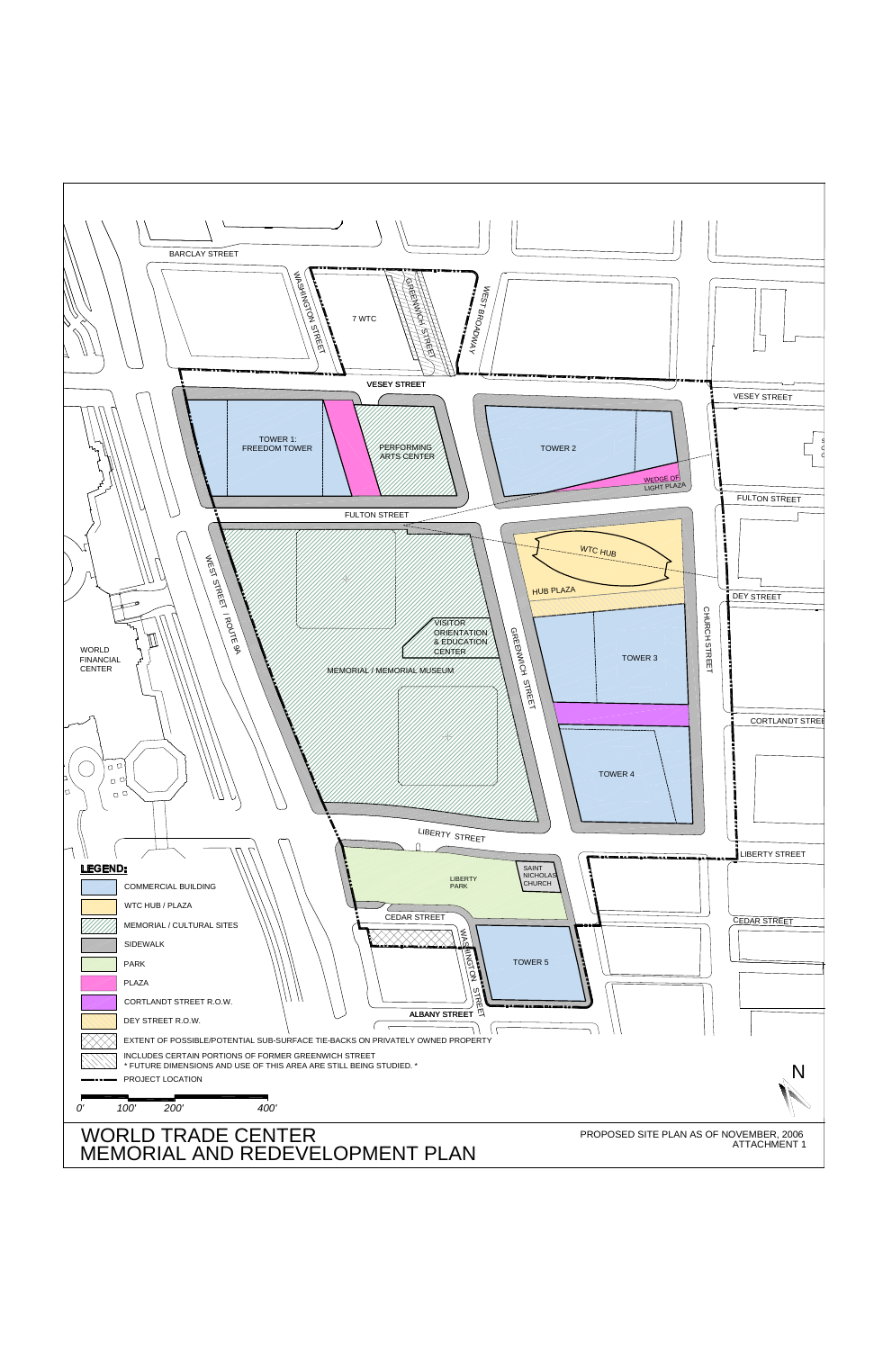BARCLAY STREET

WASHINGTON STREET

7 WTC

GREENWICH STREET

WEST BROADWAY

VESEY STREET

VESEY STREET

TOWER 1: FREEDOM TOWER

PERFORMING ARTS CENTER

TOWER 2

WEDGE OF LIGHT PLAZA

FULTON STREET

FULTON STREET

WTC HUB

HUB PLAZA

DEY STREET

WEST STREET / ROUTE 9A

VISITOR ORIENTATION & EDUCATION CENTER

GREENWICH STREET

CHURCH STREET

TOWER 3

WORLD FINANCIAL CENTER

MEMORIAL / MEMORIAL MUSEUM

CORTLANDT STREET

TOWER 4

LIBERTY STREET

LIBERTY STREET

SAINT NICHOLAS CHURCH

LIBERTY PARK

CEDAR STREET

CEDAR STREET

WASHINGTON STREET

TOWER 5

ALBANY STREET

**LEGEND:**

COMMERCIAL BUILDING

WTC HUB / PLAZA

MEMORIAL / CULTURAL SITES

SIDEWALK

PARK

PLAZA

CORTLANDT STREET R.O.W.

DEY STREET R.O.W.

EXTENT OF POSSIBLE/POTENTIAL SUB-SURFACE TIE-BACKS ON PRIVATELY OWNED PROPERTY

INCLUDES CERTAIN PORTIONS OF FORMER GREENWICH STREET
\* FUTURE DIMENSIONS AND USE OF THIS AREA ARE STILL BEING STUDIED. \*

PROJECT LOCATION

0' 100' 200' 400'

N

# WORLD TRADE CENTER MEMORIAL AND REDEVELOPMENT PLAN

PROPOSED SITE PLAN AS OF NOVEMBER, 2006
ATTACHMENT 1